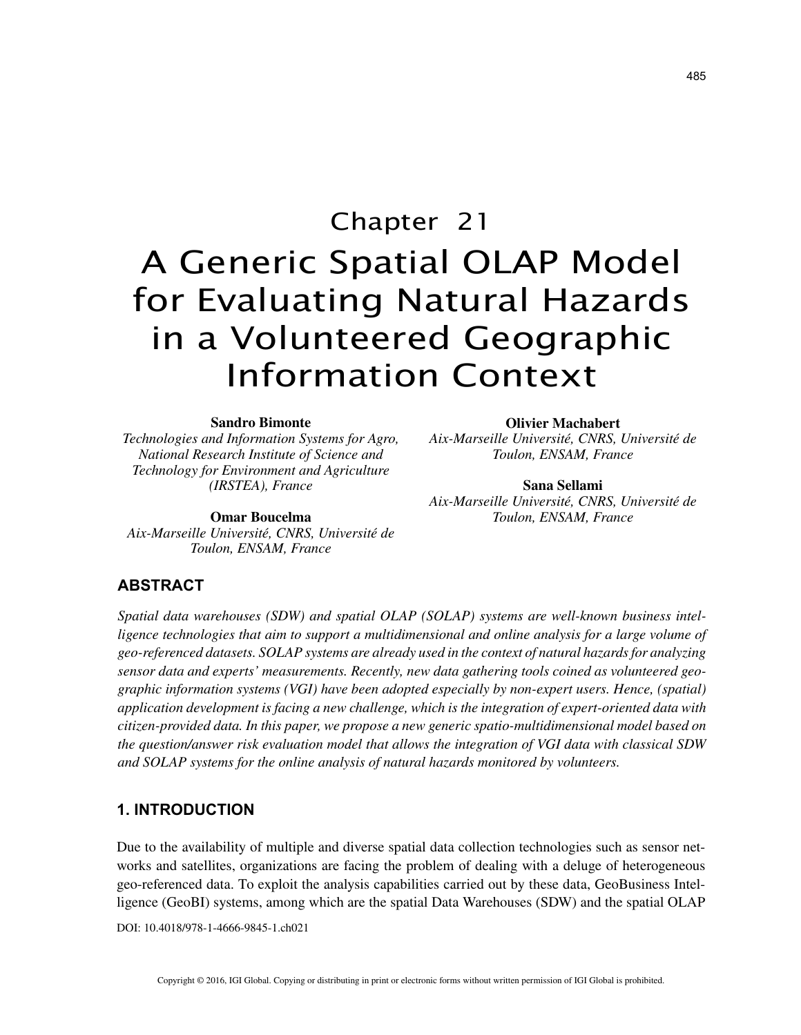# Chapter 21

# A Generic Spatial OLAP Model for Evaluating Natural Hazards in a Volunteered Geographic Information Context

**Sandro Bimonte**
*Technologies and Information Systems for Agro, National Research Institute of Science and Technology for Environment and Agriculture (IRSTEA), France*

**Omar Boucelma**
*Aix-Marseille Université, CNRS, Université de Toulon, ENSAM, France*

**Olivier Machabert**
*Aix-Marseille Université, CNRS, Université de Toulon, ENSAM, France*

**Sana Sellami**
*Aix-Marseille Université, CNRS, Université de Toulon, ENSAM, France*

## ABSTRACT

*Spatial data warehouses (SDW) and spatial OLAP (SOLAP) systems are well-known business intelligence technologies that aim to support a multidimensional and online analysis for a large volume of geo-referenced datasets. SOLAP systems are already used in the context of natural hazards for analyzing sensor data and experts' measurements. Recently, new data gathering tools coined as volunteered geographic information systems (VGI) have been adopted especially by non-expert users. Hence, (spatial) application development is facing a new challenge, which is the integration of expert-oriented data with citizen-provided data. In this paper, we propose a new generic spatio-multidimensional model based on the question/answer risk evaluation model that allows the integration of VGI data with classical SDW and SOLAP systems for the online analysis of natural hazards monitored by volunteers.*

## 1. INTRODUCTION

Due to the availability of multiple and diverse spatial data collection technologies such as sensor networks and satellites, organizations are facing the problem of dealing with a deluge of heterogeneous geo-referenced data. To exploit the analysis capabilities carried out by these data, GeoBusiness Intelligence (GeoBI) systems, among which are the spatial Data Warehouses (SDW) and the spatial OLAP

DOI: 10.4018/978-1-4666-9845-1.ch021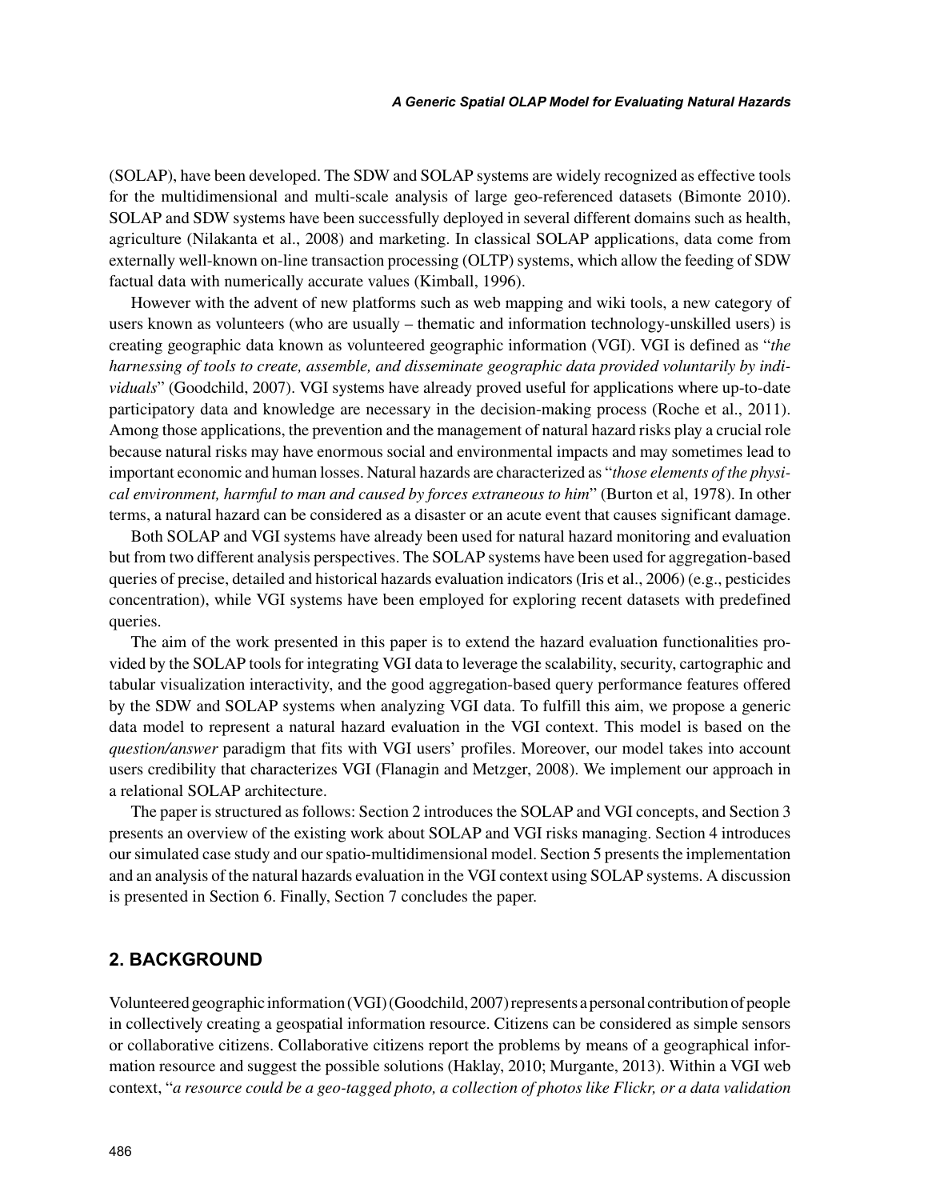(SOLAP), have been developed. The SDW and SOLAP systems are widely recognized as effective tools for the multidimensional and multi-scale analysis of large geo-referenced datasets (Bimonte 2010). SOLAP and SDW systems have been successfully deployed in several different domains such as health, agriculture (Nilakanta et al., 2008) and marketing. In classical SOLAP applications, data come from externally well-known on-line transaction processing (OLTP) systems, which allow the feeding of SDW factual data with numerically accurate values (Kimball, 1996).

However with the advent of new platforms such as web mapping and wiki tools, a new category of users known as volunteers (who are usually – thematic and information technology-unskilled users) is creating geographic data known as volunteered geographic information (VGI). VGI is defined as "*the harnessing of tools to create, assemble, and disseminate geographic data provided voluntarily by individuals*" (Goodchild, 2007). VGI systems have already proved useful for applications where up-to-date participatory data and knowledge are necessary in the decision-making process (Roche et al., 2011). Among those applications, the prevention and the management of natural hazard risks play a crucial role because natural risks may have enormous social and environmental impacts and may sometimes lead to important economic and human losses. Natural hazards are characterized as "*those elements of the physical environment, harmful to man and caused by forces extraneous to him*" (Burton et al, 1978). In other terms, a natural hazard can be considered as a disaster or an acute event that causes significant damage.

Both SOLAP and VGI systems have already been used for natural hazard monitoring and evaluation but from two different analysis perspectives. The SOLAP systems have been used for aggregation-based queries of precise, detailed and historical hazards evaluation indicators (Iris et al., 2006) (e.g., pesticides concentration), while VGI systems have been employed for exploring recent datasets with predefined queries.

The aim of the work presented in this paper is to extend the hazard evaluation functionalities provided by the SOLAP tools for integrating VGI data to leverage the scalability, security, cartographic and tabular visualization interactivity, and the good aggregation-based query performance features offered by the SDW and SOLAP systems when analyzing VGI data. To fulfill this aim, we propose a generic data model to represent a natural hazard evaluation in the VGI context. This model is based on the *question/answer* paradigm that fits with VGI users' profiles. Moreover, our model takes into account users credibility that characterizes VGI (Flanagin and Metzger, 2008). We implement our approach in a relational SOLAP architecture.

The paper is structured as follows: Section 2 introduces the SOLAP and VGI concepts, and Section 3 presents an overview of the existing work about SOLAP and VGI risks managing. Section 4 introduces our simulated case study and our spatio-multidimensional model. Section 5 presents the implementation and an analysis of the natural hazards evaluation in the VGI context using SOLAP systems. A discussion is presented in Section 6. Finally, Section 7 concludes the paper.

## 2. BACKGROUND

Volunteered geographic information (VGI) (Goodchild, 2007) represents a personal contribution of people in collectively creating a geospatial information resource. Citizens can be considered as simple sensors or collaborative citizens. Collaborative citizens report the problems by means of a geographical information resource and suggest the possible solutions (Haklay, 2010; Murgante, 2013). Within a VGI web context, "*a resource could be a geo-tagged photo, a collection of photos like Flickr, or a data validation*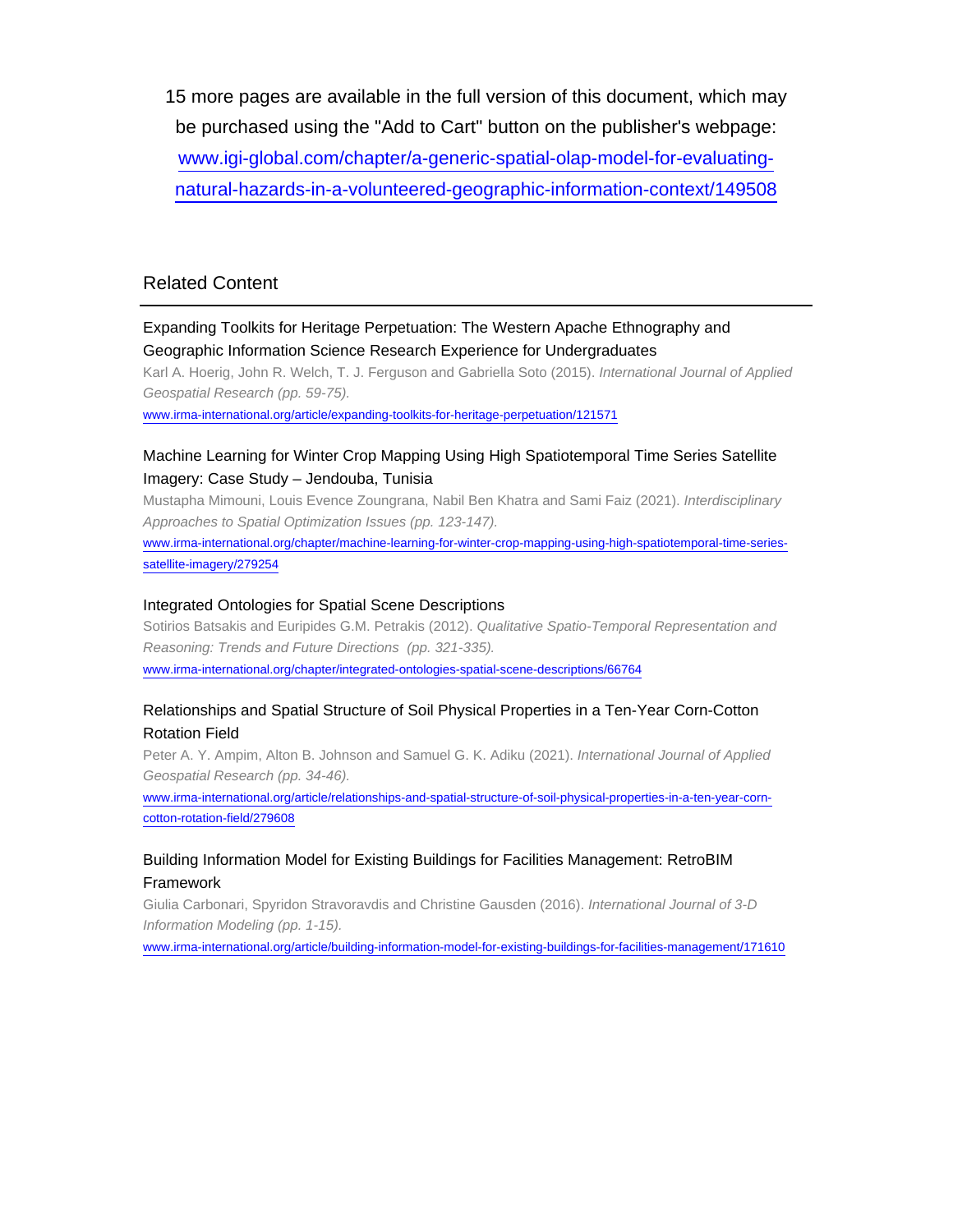15 more pages are available in the full version of this document, which may be purchased using the "Add to Cart" button on the publisher's webpage: [www.igi-global.com/chapter/a-generic-spatial-olap-model-for-evaluating-natural-hazards-in-a-volunteered-geographic-information-context/149508](www.igi-global.com/chapter/a-generic-spatial-olap-model-for-evaluating-natural-hazards-in-a-volunteered-geographic-information-context/149508)

## Related Content

Expanding Toolkits for Heritage Perpetuation: The Western Apache Ethnography and Geographic Information Science Research Experience for Undergraduates
Karl A. Hoerig, John R. Welch, T. J. Ferguson and Gabriella Soto (2015). *International Journal of Applied Geospatial Research (pp. 59-75).*
[www.irma-international.org/article/expanding-toolkits-for-heritage-perpetuation/121571](www.irma-international.org/article/expanding-toolkits-for-heritage-perpetuation/121571)

Machine Learning for Winter Crop Mapping Using High Spatiotemporal Time Series Satellite Imagery: Case Study – Jendouba, Tunisia
Mustapha Mimouni, Louis Evence Zoungrana, Nabil Ben Khatra and Sami Faiz (2021). *Interdisciplinary Approaches to Spatial Optimization Issues (pp. 123-147).*
[www.irma-international.org/chapter/machine-learning-for-winter-crop-mapping-using-high-spatiotemporal-time-series-satellite-imagery/279254](www.irma-international.org/chapter/machine-learning-for-winter-crop-mapping-using-high-spatiotemporal-time-series-satellite-imagery/279254)

Integrated Ontologies for Spatial Scene Descriptions
Sotirios Batsakis and Euripides G.M. Petrakis (2012). *Qualitative Spatio-Temporal Representation and Reasoning: Trends and Future Directions (pp. 321-335).*
[www.irma-international.org/chapter/integrated-ontologies-spatial-scene-descriptions/66764](www.irma-international.org/chapter/integrated-ontologies-spatial-scene-descriptions/66764)

Relationships and Spatial Structure of Soil Physical Properties in a Ten-Year Corn-Cotton Rotation Field
Peter A. Y. Ampim, Alton B. Johnson and Samuel G. K. Adiku (2021). *International Journal of Applied Geospatial Research (pp. 34-46).*
[www.irma-international.org/article/relationships-and-spatial-structure-of-soil-physical-properties-in-a-ten-year-corn-cotton-rotation-field/279608](www.irma-international.org/article/relationships-and-spatial-structure-of-soil-physical-properties-in-a-ten-year-corn-cotton-rotation-field/279608)

Building Information Model for Existing Buildings for Facilities Management: RetroBIM Framework
Giulia Carbonari, Spyridon Stravoravdis and Christine Gausden (2016). *International Journal of 3-D Information Modeling (pp. 1-15).*
[www.irma-international.org/article/building-information-model-for-existing-buildings-for-facilities-management/171610](www.irma-international.org/article/building-information-model-for-existing-buildings-for-facilities-management/171610)